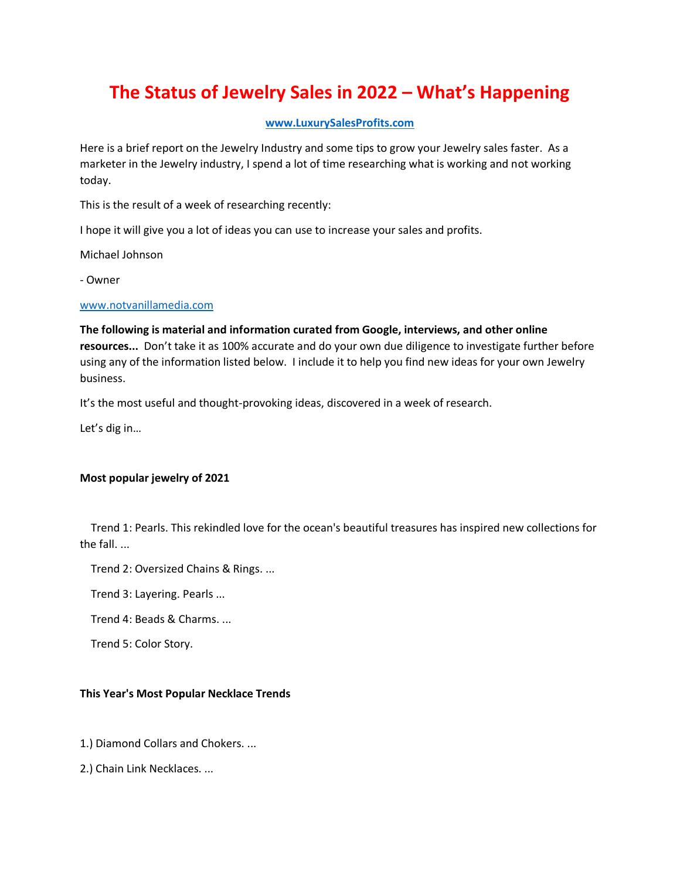# The Status of Jewelry Sales in 2022 – What's Happening

**www.LuxurySalesProfits.com**

Here is a brief report on the Jewelry Industry and some tips to grow your Jewelry sales faster. As a marketer in the Jewelry industry, I spend a lot of time researching what is working and not working today.

This is the result of a week of researching recently:

I hope it will give you a lot of ideas you can use to increase your sales and profits.

Michael Johnson

- Owner

www.notvanillamedia.com

**The following is material and information curated from Google, interviews, and other online resources...** Don't take it as 100% accurate and do your own due diligence to investigate further before using any of the information listed below. I include it to help you find new ideas for your own Jewelry business.

It's the most useful and thought-provoking ideas, discovered in a week of research.

Let's dig in…

**Most popular jewelry of 2021**

Trend 1: Pearls. This rekindled love for the ocean's beautiful treasures has inspired new collections for the fall. ...

Trend 2: Oversized Chains & Rings. ...

Trend 3: Layering. Pearls ...

Trend 4: Beads & Charms. ...

Trend 5: Color Story.

**This Year's Most Popular Necklace Trends**

1.) Diamond Collars and Chokers. ...

2.) Chain Link Necklaces. ...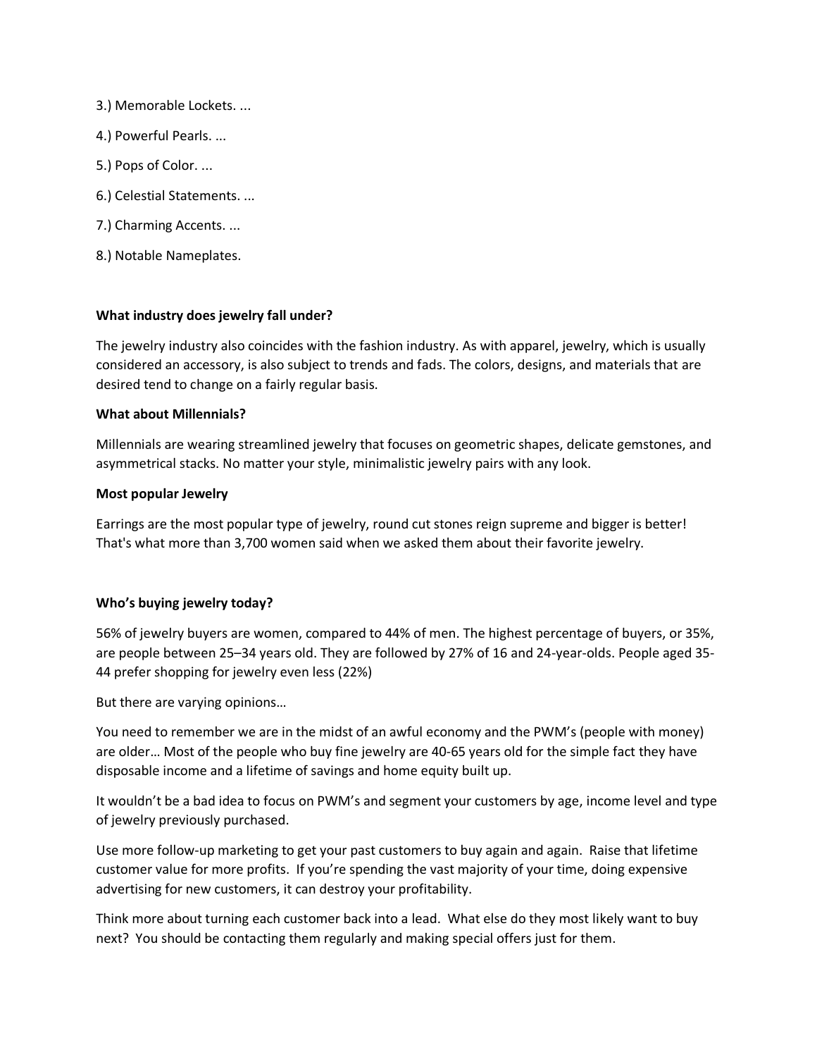3.) Memorable Lockets. ...

4.) Powerful Pearls. ...

5.) Pops of Color. ...

6.) Celestial Statements. ...

7.) Charming Accents. ...

8.) Notable Nameplates.

**What industry does jewelry fall under?**

The jewelry industry also coincides with the fashion industry. As with apparel, jewelry, which is usually considered an accessory, is also subject to trends and fads. The colors, designs, and materials that are desired tend to change on a fairly regular basis.

**What about Millennials?**

Millennials are wearing streamlined jewelry that focuses on geometric shapes, delicate gemstones, and asymmetrical stacks. No matter your style, minimalistic jewelry pairs with any look.

**Most popular Jewelry**

Earrings are the most popular type of jewelry, round cut stones reign supreme and bigger is better! That's what more than 3,700 women said when we asked them about their favorite jewelry.

**Who's buying jewelry today?**

56% of jewelry buyers are women, compared to 44% of men. The highest percentage of buyers, or 35%, are people between 25–34 years old. They are followed by 27% of 16 and 24-year-olds. People aged 35-44 prefer shopping for jewelry even less (22%)

But there are varying opinions…

You need to remember we are in the midst of an awful economy and the PWM's (people with money) are older… Most of the people who buy fine jewelry are 40-65 years old for the simple fact they have disposable income and a lifetime of savings and home equity built up.

It wouldn't be a bad idea to focus on PWM's and segment your customers by age, income level and type of jewelry previously purchased.

Use more follow-up marketing to get your past customers to buy again and again. Raise that lifetime customer value for more profits. If you're spending the vast majority of your time, doing expensive advertising for new customers, it can destroy your profitability.

Think more about turning each customer back into a lead. What else do they most likely want to buy next? You should be contacting them regularly and making special offers just for them.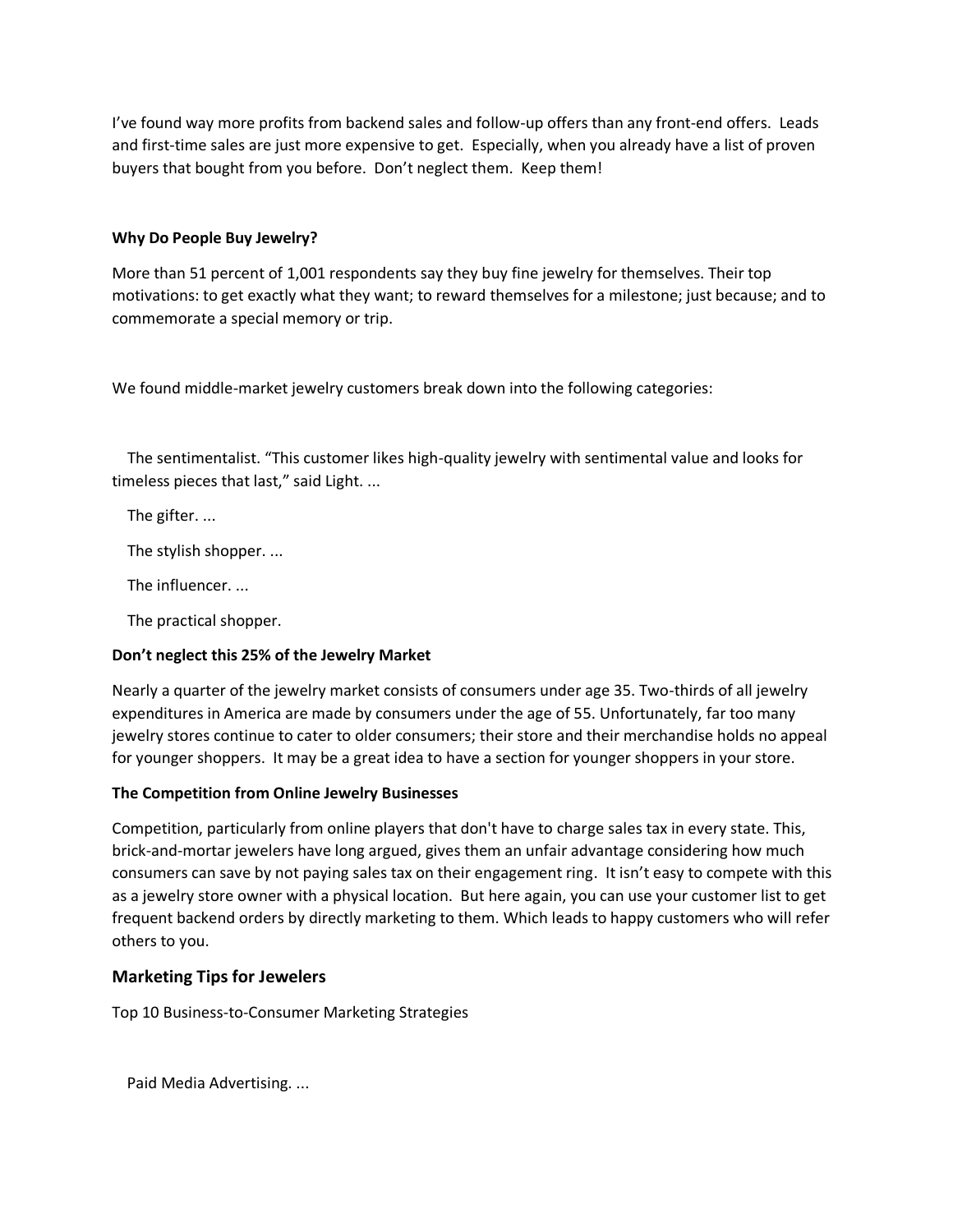I've found way more profits from backend sales and follow-up offers than any front-end offers. Leads and first-time sales are just more expensive to get. Especially, when you already have a list of proven buyers that bought from you before. Don't neglect them. Keep them!

**Why Do People Buy Jewelry?**

More than 51 percent of 1,001 respondents say they buy fine jewelry for themselves. Their top motivations: to get exactly what they want; to reward themselves for a milestone; just because; and to commemorate a special memory or trip.

We found middle-market jewelry customers break down into the following categories:

The sentimentalist. "This customer likes high-quality jewelry with sentimental value and looks for timeless pieces that last," said Light. ...

The gifter. ...

The stylish shopper. ...

The influencer. ...

The practical shopper.

**Don't neglect this 25% of the Jewelry Market**

Nearly a quarter of the jewelry market consists of consumers under age 35. Two-thirds of all jewelry expenditures in America are made by consumers under the age of 55. Unfortunately, far too many jewelry stores continue to cater to older consumers; their store and their merchandise holds no appeal for younger shoppers. It may be a great idea to have a section for younger shoppers in your store.

**The Competition from Online Jewelry Businesses**

Competition, particularly from online players that don't have to charge sales tax in every state. This, brick-and-mortar jewelers have long argued, gives them an unfair advantage considering how much consumers can save by not paying sales tax on their engagement ring. It isn't easy to compete with this as a jewelry store owner with a physical location. But here again, you can use your customer list to get frequent backend orders by directly marketing to them. Which leads to happy customers who will refer others to you.

## Marketing Tips for Jewelers

Top 10 Business-to-Consumer Marketing Strategies

Paid Media Advertising. ...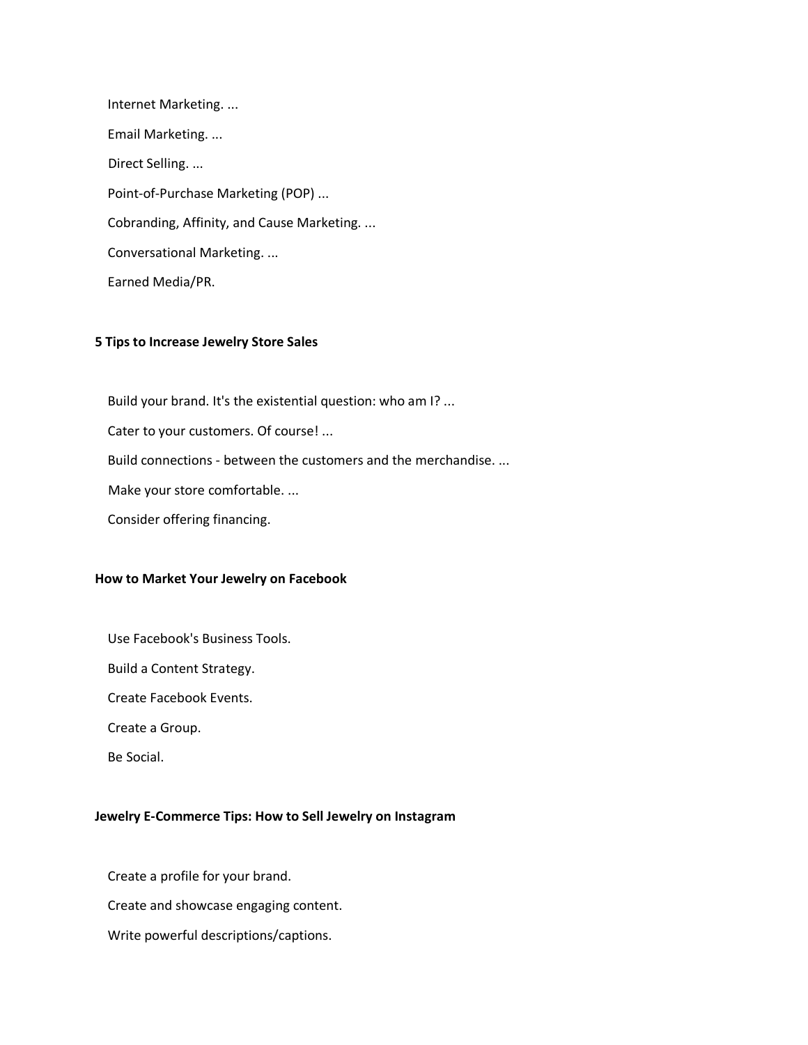Internet Marketing. ...

Email Marketing. ...

Direct Selling. ...

Point-of-Purchase Marketing (POP) ...

Cobranding, Affinity, and Cause Marketing. ...

Conversational Marketing. ...

Earned Media/PR.

**5 Tips to Increase Jewelry Store Sales**

Build your brand. It's the existential question: who am I? ...

Cater to your customers. Of course! ...

Build connections - between the customers and the merchandise. ...

Make your store comfortable. ...

Consider offering financing.

**How to Market Your Jewelry on Facebook**

Use Facebook's Business Tools.

Build a Content Strategy.

Create Facebook Events.

Create a Group.

Be Social.

**Jewelry E-Commerce Tips: How to Sell Jewelry on Instagram**

Create a profile for your brand.

Create and showcase engaging content.

Write powerful descriptions/captions.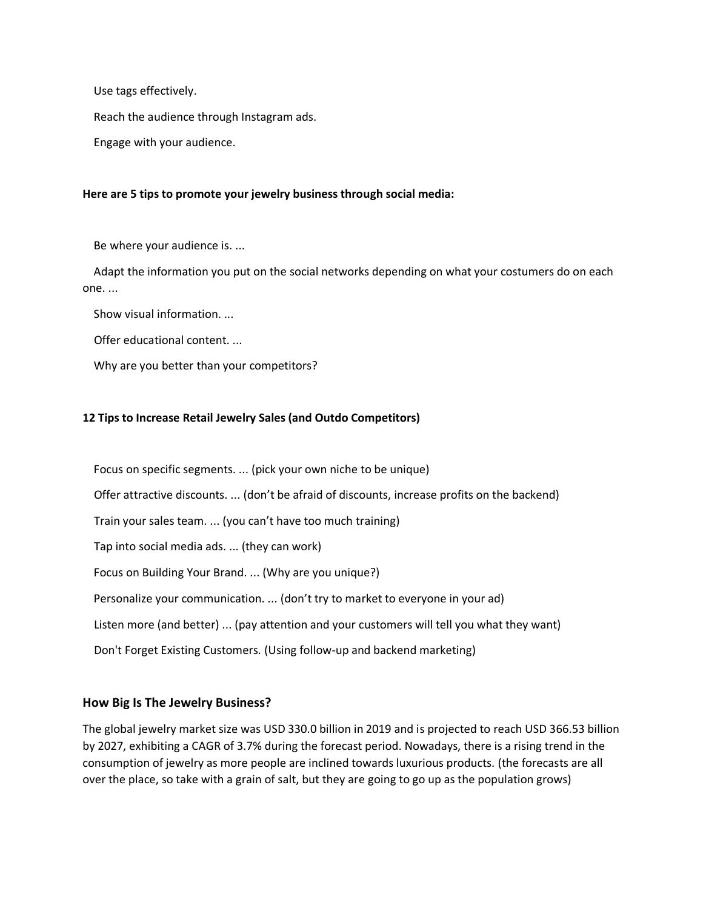Use tags effectively.

Reach the audience through Instagram ads.

Engage with your audience.

**Here are 5 tips to promote your jewelry business through social media:**

Be where your audience is. ...

Adapt the information you put on the social networks depending on what your costumers do on each one. ...

Show visual information. ...

Offer educational content. ...

Why are you better than your competitors?

**12 Tips to Increase Retail Jewelry Sales (and Outdo Competitors)**

Focus on specific segments. ... (pick your own niche to be unique)

Offer attractive discounts. ... (don't be afraid of discounts, increase profits on the backend)

Train your sales team. ... (you can't have too much training)

Tap into social media ads. ... (they can work)

Focus on Building Your Brand. ... (Why are you unique?)

Personalize your communication. ... (don't try to market to everyone in your ad)

Listen more (and better) ... (pay attention and your customers will tell you what they want)

Don't Forget Existing Customers. (Using follow-up and backend marketing)

## How Big Is The Jewelry Business?

The global jewelry market size was USD 330.0 billion in 2019 and is projected to reach USD 366.53 billion by 2027, exhibiting a CAGR of 3.7% during the forecast period. Nowadays, there is a rising trend in the consumption of jewelry as more people are inclined towards luxurious products. (the forecasts are all over the place, so take with a grain of salt, but they are going to go up as the population grows)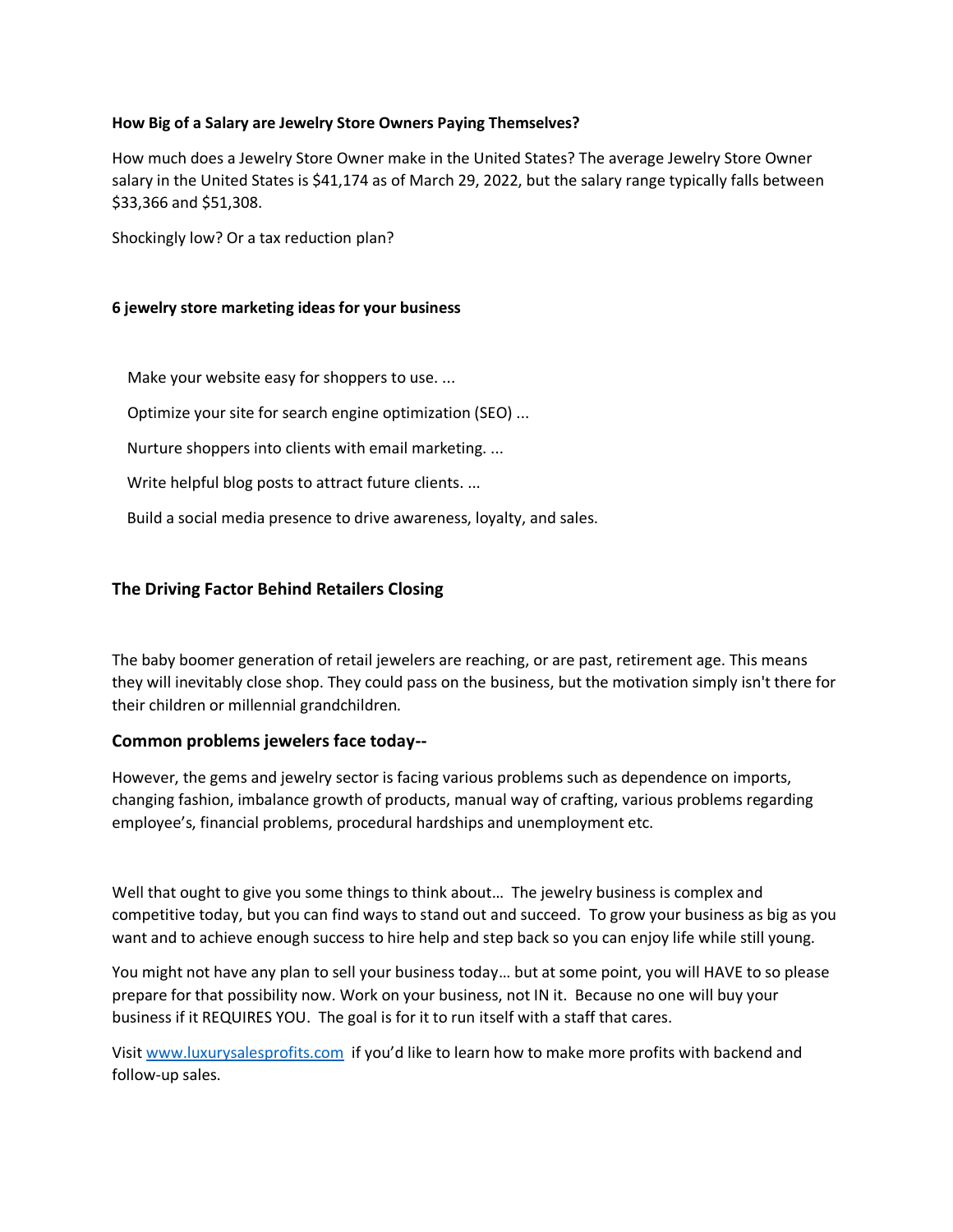**How Big of a Salary are Jewelry Store Owners Paying Themselves?**

How much does a Jewelry Store Owner make in the United States? The average Jewelry Store Owner salary in the United States is $41,174 as of March 29, 2022, but the salary range typically falls between $33,366 and $51,308.

Shockingly low? Or a tax reduction plan?

**6 jewelry store marketing ideas for your business**

Make your website easy for shoppers to use. ...

Optimize your site for search engine optimization (SEO) ...

Nurture shoppers into clients with email marketing. ...

Write helpful blog posts to attract future clients. ...

Build a social media presence to drive awareness, loyalty, and sales.

## The Driving Factor Behind Retailers Closing

The baby boomer generation of retail jewelers are reaching, or are past, retirement age. This means they will inevitably close shop. They could pass on the business, but the motivation simply isn't there for their children or millennial grandchildren.

### Common problems jewelers face today--

However, the gems and jewelry sector is facing various problems such as dependence on imports, changing fashion, imbalance growth of products, manual way of crafting, various problems regarding employee's, financial problems, procedural hardships and unemployment etc.

Well that ought to give you some things to think about… The jewelry business is complex and competitive today, but you can find ways to stand out and succeed. To grow your business as big as you want and to achieve enough success to hire help and step back so you can enjoy life while still young.

You might not have any plan to sell your business today… but at some point, you will HAVE to so please prepare for that possibility now. Work on your business, not IN it. Because no one will buy your business if it REQUIRES YOU. The goal is for it to run itself with a staff that cares.

Visit [www.luxurysalesprofits.com](http://www.luxurysalesprofits.com) if you'd like to learn how to make more profits with backend and follow-up sales.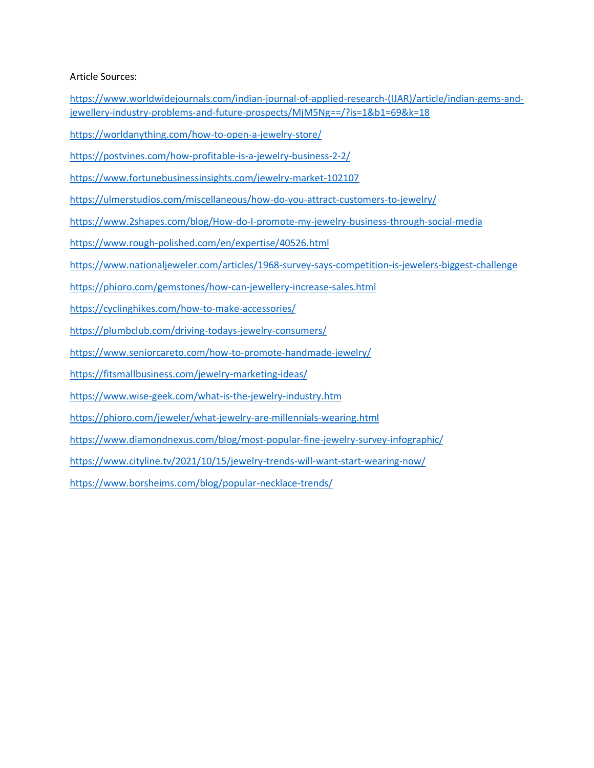Article Sources:

https://www.worldwidejournals.com/indian-journal-of-applied-research-(IJAR)/article/indian-gems-and-jewellery-industry-problems-and-future-prospects/MjM5Ng==/?is=1&b1=69&k=18

https://worldanything.com/how-to-open-a-jewelry-store/

https://postvines.com/how-profitable-is-a-jewelry-business-2-2/

https://www.fortunebusinessinsights.com/jewelry-market-102107

https://ulmerstudios.com/miscellaneous/how-do-you-attract-customers-to-jewelry/

https://www.2shapes.com/blog/How-do-I-promote-my-jewelry-business-through-social-media

https://www.rough-polished.com/en/expertise/40526.html

https://www.nationaljeweler.com/articles/1968-survey-says-competition-is-jewelers-biggest-challenge

https://phioro.com/gemstones/how-can-jewellery-increase-sales.html

https://cyclinghikes.com/how-to-make-accessories/

https://plumbclub.com/driving-todays-jewelry-consumers/

https://www.seniorcareto.com/how-to-promote-handmade-jewelry/

https://fitsmallbusiness.com/jewelry-marketing-ideas/

https://www.wise-geek.com/what-is-the-jewelry-industry.htm

https://phioro.com/jeweler/what-jewelry-are-millennials-wearing.html

https://www.diamondnexus.com/blog/most-popular-fine-jewelry-survey-infographic/

https://www.cityline.tv/2021/10/15/jewelry-trends-will-want-start-wearing-now/

https://www.borsheims.com/blog/popular-necklace-trends/